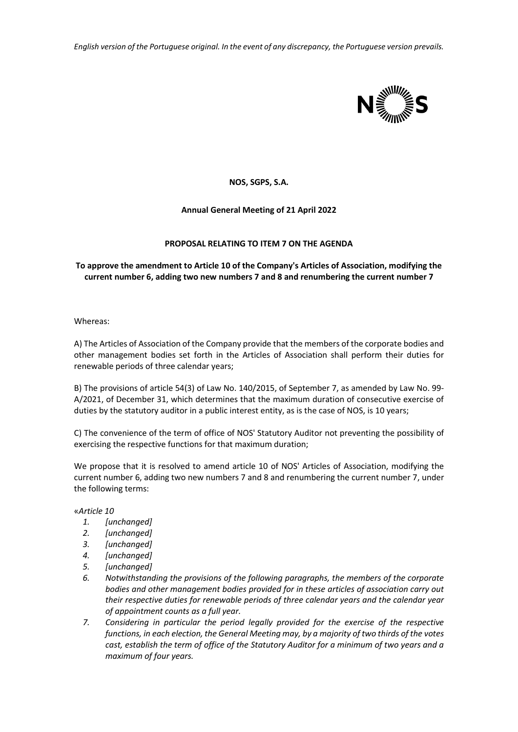*English version of the Portuguese original. In the event of any discrepancy, the Portuguese version prevails.*

**NOS, SGPS, S.A.**

**Annual General Meeting of 21 April 2022**

**PROPOSAL RELATING TO ITEM 7 ON THE AGENDA**

**To approve the amendment to Article 10 of the Company's Articles of Association, modifying the current number 6, adding two new numbers 7 and 8 and renumbering the current number 7**

Whereas:

A) The Articles of Association of the Company provide that the members of the corporate bodies and other management bodies set forth in the Articles of Association shall perform their duties for renewable periods of three calendar years;

B) The provisions of article 54(3) of Law No. 140/2015, of September 7, as amended by Law No. 99-A/2021, of December 31, which determines that the maximum duration of consecutive exercise of duties by the statutory auditor in a public interest entity, as is the case of NOS, is 10 years;

C) The convenience of the term of office of NOS' Statutory Auditor not preventing the possibility of exercising the respective functions for that maximum duration;

We propose that it is resolved to amend article 10 of NOS' Articles of Association, modifying the current number 6, adding two new numbers 7 and 8 and renumbering the current number 7, under the following terms:

«*Article 10*

1. *[unchanged]*
2. *[unchanged]*
3. *[unchanged]*
4. *[unchanged]*
5. *[unchanged]*
6. *Notwithstanding the provisions of the following paragraphs, the members of the corporate bodies and other management bodies provided for in these articles of association carry out their respective duties for renewable periods of three calendar years and the calendar year of appointment counts as a full year.*
7. *Considering in particular the period legally provided for the exercise of the respective functions, in each election, the General Meeting may, by a majority of two thirds of the votes cast, establish the term of office of the Statutory Auditor for a minimum of two years and a maximum of four years.*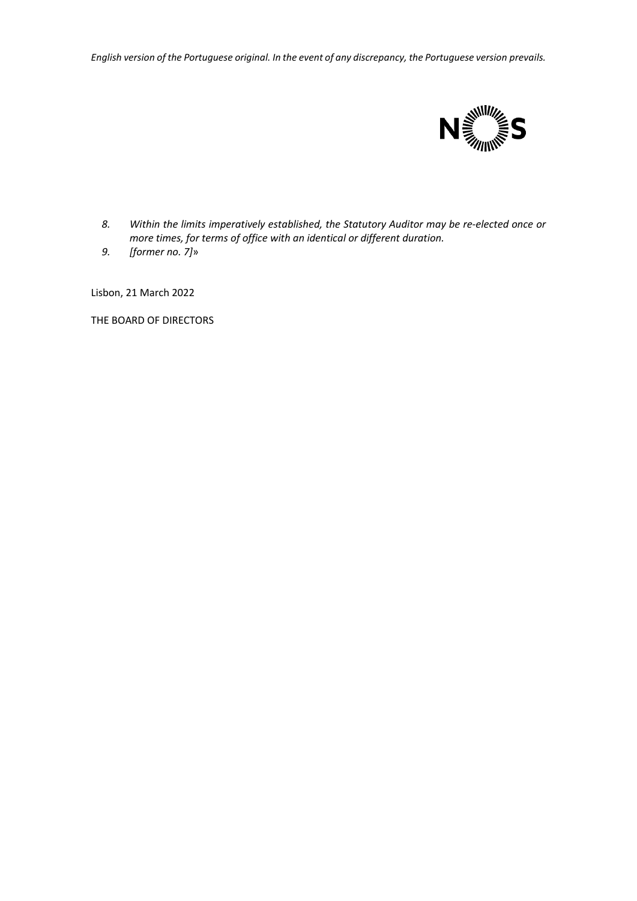*8. Within the limits imperatively established, the Statutory Auditor may be re-elected once or more times, for terms of office with an identical or different duration.*

*9. [former no. 7]*»

Lisbon, 21 March 2022

THE BOARD OF DIRECTORS